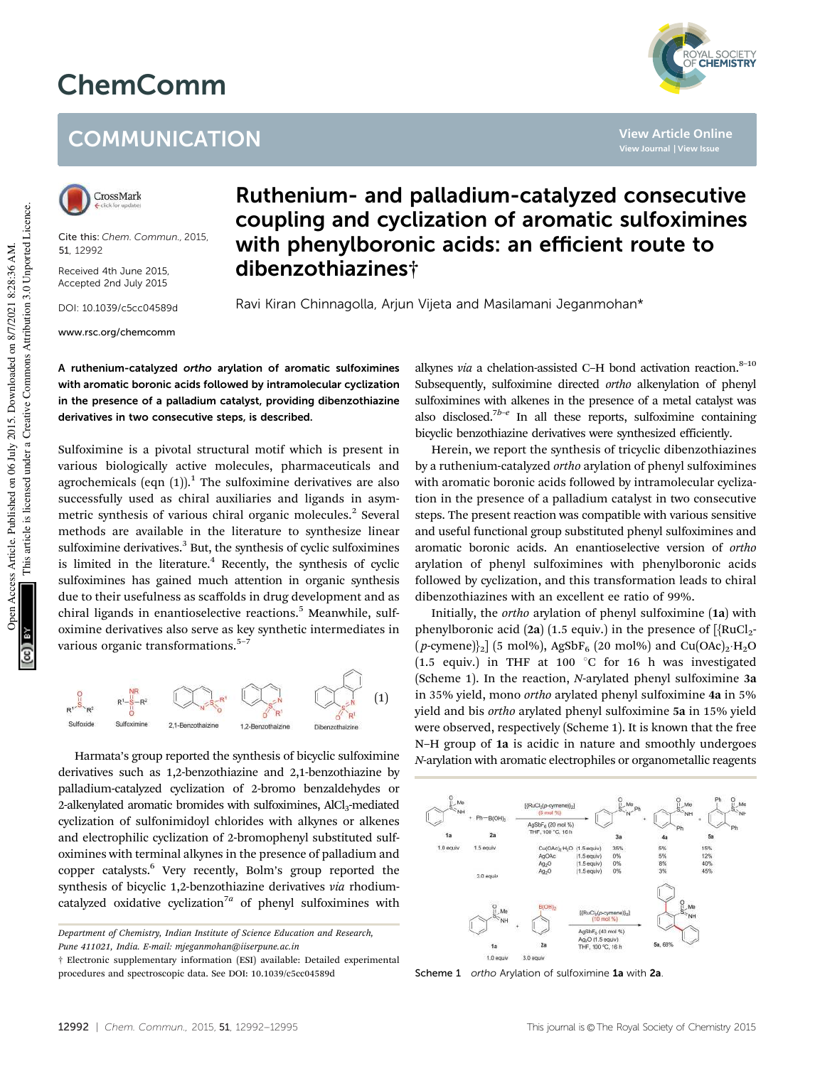# ChemComm

## COMMUNICATION

Cite this: *Chem. Commun.*, 2015, 51, 12992

Received 4th June 2015, Accepted 2nd July 2015

DOI: 10.1039/c5cc04589d

www.rsc.org/chemcomm

# Ruthenium- and palladium-catalyzed consecutive coupling and cyclization of aromatic sulfoximines with phenylboronic acids: an efficient route to dibenzothiazines†

Ravi Kiran Chinnagolla, Arjun Vijeta and Masilamani Jeganmohan*

**A ruthenium-catalyzed *ortho* arylation of aromatic sulfoximines with aromatic boronic acids followed by intramolecular cyclization in the presence of a palladium catalyst, providing dibenzothiazine derivatives in two consecutive steps, is described.**

Sulfoximine is a pivotal structural motif which is present in various biologically active molecules, pharmaceuticals and agrochemicals (eqn (1)).[1] The sulfoximine derivatives are also successfully used as chiral auxiliaries and ligands in asymmetric synthesis of various chiral organic molecules.[2] Several methods are available in the literature to synthesize linear sulfoximine derivatives.[3] But, the synthesis of cyclic sulfoximines is limited in the literature.[4] Recently, the synthesis of cyclic sulfoximines has gained much attention in organic synthesis due to their usefulness as scaffolds in drug development and as chiral ligands in enantioselective reactions.[5] Meanwhile, sulfoximine derivatives also serve as key synthetic intermediates in various organic transformations.[5–7]

(1) Sulfoxide, Sulfoximine, 2,1-Benzothaizine, 1,2-Benzothaizine, Dibenzothaizine

Harmata's group reported the synthesis of bicyclic sulfoximine derivatives such as 1,2-benzothiazine and 2,1-benzothiazine by palladium-catalyzed cyclization of 2-bromo benzaldehydes or 2-alkenylated aromatic bromides with sulfoximines, $AlCl_3$-mediated cyclization of sulfonimidoyl chlorides with alkynes or alkenes and electrophilic cyclization of 2-bromophenyl substituted sulfoximines with terminal alkynes in the presence of palladium and copper catalysts.[6] Very recently, Bolm's group reported the synthesis of bicyclic 1,2-benzothiazine derivatives *via* rhodium-catalyzed oxidative cyclization[7a] of phenyl sulfoximines with alkynes *via* a chelation-assisted C–H bond activation reaction.[8–10] Subsequently, sulfoximine directed *ortho* alkenylation of phenyl sulfoximines with alkenes in the presence of a metal catalyst was also disclosed.[7b–e] In all these reports, sulfoximine containing bicyclic benzothiazine derivatives were synthesized efficiently.

Herein, we report the synthesis of tricyclic dibenzothiazines by a ruthenium-catalyzed *ortho* arylation of phenyl sulfoximines with aromatic boronic acids followed by intramolecular cyclization in the presence of a palladium catalyst in two consecutive steps. The present reaction was compatible with various sensitive and useful functional group substituted phenyl sulfoximines and aromatic boronic acids. An enantioselective version of *ortho* arylation of phenyl sulfoximines with phenylboronic acids followed by cyclization, and this transformation leads to chiral dibenzothiazines with an excellent ee ratio of 99%.

Initially, the *ortho* arylation of phenyl sulfoximine (**1a**) with phenylboronic acid (**2a**) (1.5 equiv.) in the presence of [{$RuCl_2$(*p*-cymene)}$_2$] (5 mol%), $AgSbF_6$ (20 mol%) and $Cu(OAc)_2 \cdot H_2O$ (1.5 equiv.) in THF at 100 °C for 16 h was investigated (Scheme 1). In the reaction, *N*-arylated phenyl sulfoximine **3a** in 35% yield, mono *ortho* arylated phenyl sulfoximine **4a** in 5% yield and bis *ortho* arylated phenyl sulfoximine **5a** in 15% yield were observed, respectively (Scheme 1). It is known that the free N–H group of **1a** is acidic in nature and smoothly undergoes *N*-arylation with aromatic electrophiles or organometallic reagents

**1a** (1.0 equiv) + Ph–B(OH)$_2$ **2a** (1.5 equiv) → [{$RuCl_2$(*p*-cymene)}$_2$] (5 mol %), $AgSbF_6$ (20 mol %), THF, 100 °C, 16 h → **3a** + **4a** + **5a**

| Oxidant | | 3a | 4a | 5a |
|---|---|---|---|---|
| $Cu(OAc)_2 \cdot H_2O$ | (1.5 equiv) | 35% | 5% | 15% |
| AgOAc | (1.5 equiv) | 0% | 5% | 12% |
| $Ag_2O$ | (1.5 equiv) | 0% | 8% | 40% |
| $Ag_2O$ (2a: 3.0 equiv) | (1.5 equiv) | 0% | 3% | 45% |

**1a** (1.0 equiv) + **2a** (3.0 equiv) → [{$RuCl_2$(*p*-cymene)}$_2$] (10 mol %), $AgSbF_6$ (40 mol %), $Ag_2O$ (1.5 equiv), THF, 100 °C, 16 h → **5a**, 68%

Scheme 1 *ortho* Arylation of sulfoximine **1a** with **2a**.

Department of Chemistry, Indian Institute of Science Education and Research, Pune 411021, India. E-mail: mjeganmohan@iiserpune.ac.in

† Electronic supplementary information (ESI) available: Detailed experimental procedures and spectroscopic data. See DOI: 10.1039/c5cc04589d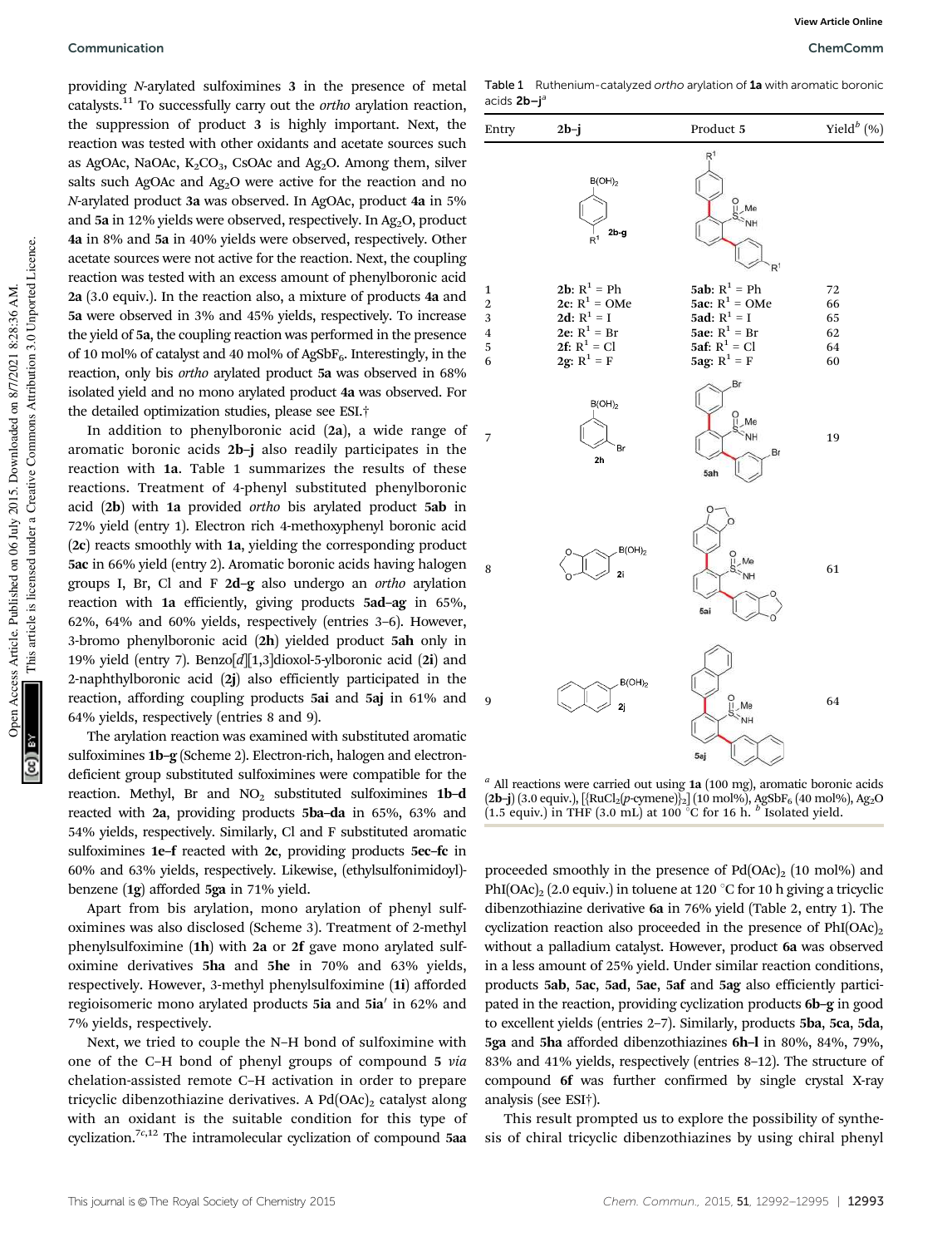providing *N*-arylated sulfoximines **3** in the presence of metal catalysts.[11] To successfully carry out the *ortho* arylation reaction, the suppression of product **3** is highly important. Next, the reaction was tested with other oxidants and acetate sources such as AgOAc, NaOAc, $K_2CO_3$, CsOAc and $Ag_2O$. Among them, silver salts such AgOAc and $Ag_2O$ were active for the reaction and no *N*-arylated product **3a** was observed. In AgOAc, product **4a** in 5% and **5a** in 12% yields were observed, respectively. In $Ag_2O$, product **4a** in 8% and **5a** in 40% yields were observed, respectively. Other acetate sources were not active for the reaction. Next, the coupling reaction was tested with an excess amount of phenylboronic acid **2a** (3.0 equiv.). In the reaction also, a mixture of products **4a** and **5a** were observed in 3% and 45% yields, respectively. To increase the yield of **5a**, the coupling reaction was performed in the presence of 10 mol% of catalyst and 40 mol% of $AgSbF_6$. Interestingly, in the reaction, only bis *ortho* arylated product **5a** was observed in 68% isolated yield and no mono arylated product **4a** was observed. For the detailed optimization studies, please see ESI.†

In addition to phenylboronic acid (**2a**), a wide range of aromatic boronic acids **2b–j** also readily participates in the reaction with **1a**. Table 1 summarizes the results of these reactions. Treatment of 4-phenyl substituted phenylboronic acid (**2b**) with **1a** provided *ortho* bis arylated product **5ab** in 72% yield (entry 1). Electron rich 4-methoxyphenyl boronic acid (**2c**) reacts smoothly with **1a**, yielding the corresponding product **5ac** in 66% yield (entry 2). Aromatic boronic acids having halogen groups I, Br, Cl and F **2d–g** also undergo an *ortho* arylation reaction with **1a** efficiently, giving products **5ad–ag** in 65%, 62%, 64% and 60% yields, respectively (entries 3–6). However, 3-bromo phenylboronic acid (**2h**) yielded product **5ah** only in 19% yield (entry 7). Benzo[*d*][1,3]dioxol-5-ylboronic acid (**2i**) and 2-naphthylboronic acid (**2j**) also efficiently participated in the reaction, affording coupling products **5ai** and **5aj** in 61% and 64% yields, respectively (entries 8 and 9).

The arylation reaction was examined with substituted aromatic sulfoximines **1b–g** (Scheme 2). Electron-rich, halogen and electron-deficient group substituted sulfoximines were compatible for the reaction. Methyl, Br and $NO_2$ substituted sulfoximines **1b–d** reacted with **2a**, providing products **5ba–da** in 65%, 63% and 54% yields, respectively. Similarly, Cl and F substituted aromatic sulfoximines **1e–f** reacted with **2c**, providing products **5ec–fc** in 60% and 63% yields, respectively. Likewise, (ethylsulfonimidoyl)-benzene (**1g**) afforded **5ga** in 71% yield.

Apart from bis arylation, mono arylation of phenyl sulfoximines was also disclosed (Scheme 3). Treatment of 2-methyl phenylsulfoximine (**1h**) with **2a** or **2f** gave mono arylated sulfoximine derivatives **5ha** and **5he** in 70% and 63% yields, respectively. However, 3-methyl phenylsulfoximine (**1i**) afforded regioisomeric mono arylated products **5ia** and **5ia′** in 62% and 7% yields, respectively.

Next, we tried to couple the N–H bond of sulfoximine with one of the C–H bond of phenyl groups of compound **5** *via* chelation-assisted remote C–H activation in order to prepare tricyclic dibenzothiazine derivatives. A $Pd(OAc)_2$ catalyst along with an oxidant is the suitable condition for this type of cyclization.[7c,12] The intramolecular cyclization of compound **5aa** proceeded smoothly in the presence of $Pd(OAc)_2$ (10 mol%) and $PhI(OAc)_2$ (2.0 equiv.) in toluene at 120 °C for 10 h giving a tricyclic dibenzothiazine derivative **6a** in 76% yield (Table 2, entry 1). The cyclization reaction also proceeded in the presence of $PhI(OAc)_2$ without a palladium catalyst. However, product **6a** was observed in a less amount of 25% yield. Under similar reaction conditions, products **5ab**, **5ac**, **5ad**, **5ae**, **5af** and **5ag** also efficiently participated in the reaction, providing cyclization products **6b–g** in good to excellent yields (entries 2–7). Similarly, products **5ba**, **5ca**, **5da**, **5ga** and **5ha** afforded dibenzothiazines **6h–l** in 80%, 84%, 79%, 83% and 41% yields, respectively (entries 8–12). The structure of compound **6f** was further confirmed by single crystal X-ray analysis (see ESI†).

This result prompted us to explore the possibility of synthesis of chiral tricyclic dibenzothiazines by using chiral phenyl

Table 1 Ruthenium-catalyzed *ortho* arylation of **1a** with aromatic boronic acids **2b–j**[a]

| Entry | 2b–j | Product 5 | Yield[b] (%) |
|---|---|---|---|
| 1 | **2b**: $R^1$ = Ph | **5ab**: $R^1$ = Ph | 72 |
| 2 | **2c**: $R^1$ = OMe | **5ac**: $R^1$ = OMe | 66 |
| 3 | **2d**: $R^1$ = I | **5ad**: $R^1$ = I | 65 |
| 4 | **2e**: $R^1$ = Br | **5ae**: $R^1$ = Br | 62 |
| 5 | **2f**: $R^1$ = Cl | **5af**: $R^1$ = Cl | 64 |
| 6 | **2g**: $R^1$ = F | **5ag**: $R^1$ = F | 60 |
| 7 | **2h** | **5ah** | 19 |
| 8 | **2i** | **5ai** | 61 |
| 9 | **2j** | **5aj** | 64 |

[a] All reactions were carried out using **1a** (100 mg), aromatic boronic acids (**2b–j**) (3.0 equiv.), $[\{RuCl_2(p\text{-cymene})\}_2]$ (10 mol%), $AgSbF_6$ (40 mol%), $Ag_2O$ (1.5 equiv.) in THF (3.0 mL) at 100 °C for 16 h. [b] Isolated yield.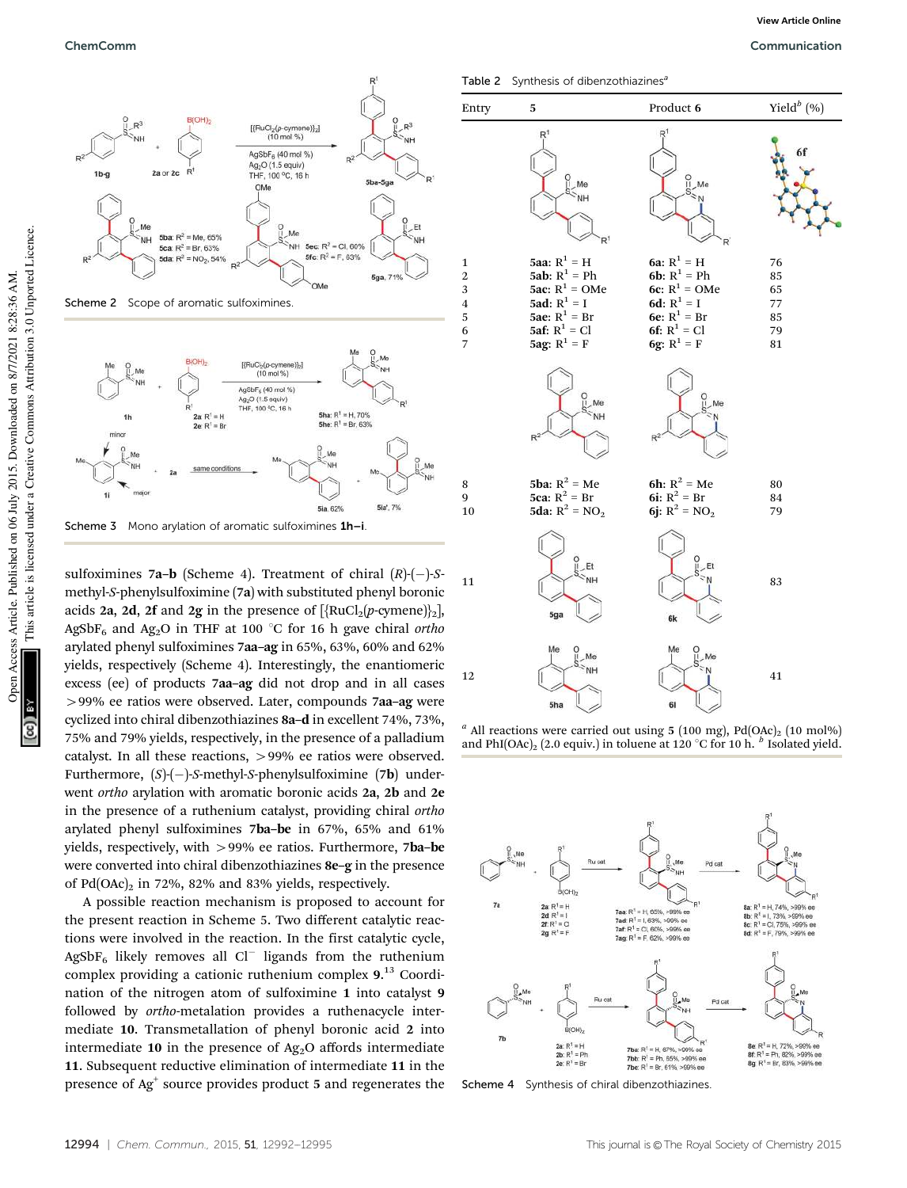Scheme 2 Scope of aromatic sulfoximines.

Scheme 3 Mono arylation of aromatic sulfoximines **1h–i**.

sulfoximines **7a–b** (Scheme 4). Treatment of chiral (*R*)-(−)-*S*-methyl-*S*-phenylsulfoximine (**7a**) with substituted phenyl boronic acids **2a**, **2d**, **2f** and **2g** in the presence of [{RuCl$_2$(*p*-cymene)}$_2$], AgSbF$_6$ and Ag$_2$O in THF at 100 °C for 16 h gave chiral *ortho* arylated phenyl sulfoximines **7aa–ag** in 65%, 63%, 60% and 62% yields, respectively (Scheme 4). Interestingly, the enantiomeric excess (ee) of products **7aa–ag** did not drop and in all cases >99% ee ratios were observed. Later, compounds **7aa–ag** were cyclized into chiral dibenzothiazines **8a–d** in excellent 74%, 73%, 75% and 79% yields, respectively, in the presence of a palladium catalyst. In all these reactions, >99% ee ratios were observed. Furthermore, (*S*)-(−)-*S*-methyl-*S*-phenylsulfoximine (**7b**) underwent *ortho* arylation with aromatic boronic acids **2a**, **2b** and **2e** in the presence of a ruthenium catalyst, providing chiral *ortho* arylated phenyl sulfoximines **7ba–be** in 67%, 65% and 61% yields, respectively, with >99% ee ratios. Furthermore, **7ba–be** were converted into chiral dibenzothiazines **8e–g** in the presence of Pd(OAc)$_2$ in 72%, 82% and 83% yields, respectively.

A possible reaction mechanism is proposed to account for the present reaction in Scheme 5. Two different catalytic reactions were involved in the reaction. In the first catalytic cycle, AgSbF$_6$ likely removes all Cl$^-$ ligands from the ruthenium complex providing a cationic ruthenium complex **9**.[13] Coordination of the nitrogen atom of sulfoximine **1** into catalyst **9** followed by *ortho*-metalation provides a ruthenacycle intermediate **10**. Transmetallation of phenyl boronic acid **2** into intermediate **10** in the presence of Ag$_2$O affords intermediate **11**. Subsequent reductive elimination of intermediate **11** in the presence of Ag$^+$ source provides product **5** and regenerates the

Table 2 Synthesis of dibenzothiazines[a]

| Entry | 5 | Product 6 | Yield[b] (%) |
|---|---|---|---|
| 1 | **5aa**: R$^1$ = H | **6a**: R$^1$ = H | 76 |
| 2 | **5ab**: R$^1$ = Ph | **6b**: R$^1$ = Ph | 85 |
| 3 | **5ac**: R$^1$ = OMe | **6c**: R$^1$ = OMe | 65 |
| 4 | **5ad**: R$^1$ = I | **6d**: R$^1$ = I | 77 |
| 5 | **5ae**: R$^1$ = Br | **6e**: R$^1$ = Br | 85 |
| 6 | **5af**: R$^1$ = Cl | **6f**: R$^1$ = Cl | 79 |
| 7 | **5ag**: R$^1$ = F | **6g**: R$^1$ = F | 81 |
| 8 | **5ba**: R$^2$ = Me | **6h**: R$^2$ = Me | 80 |
| 9 | **5ca**: R$^2$ = Br | **6i**: R$^2$ = Br | 84 |
| 10 | **5da**: R$^2$ = NO$_2$ | **6j**: R$^2$ = NO$_2$ | 79 |
| 11 | **5ga** | **6k** | 83 |
| 12 | **5ha** | **6l** | 41 |

[a] All reactions were carried out using **5** (100 mg), Pd(OAc)$_2$ (10 mol%) and PhI(OAc)$_2$ (2.0 equiv.) in toluene at 120 °C for 10 h. [b] Isolated yield.

Scheme 4 Synthesis of chiral dibenzothiazines.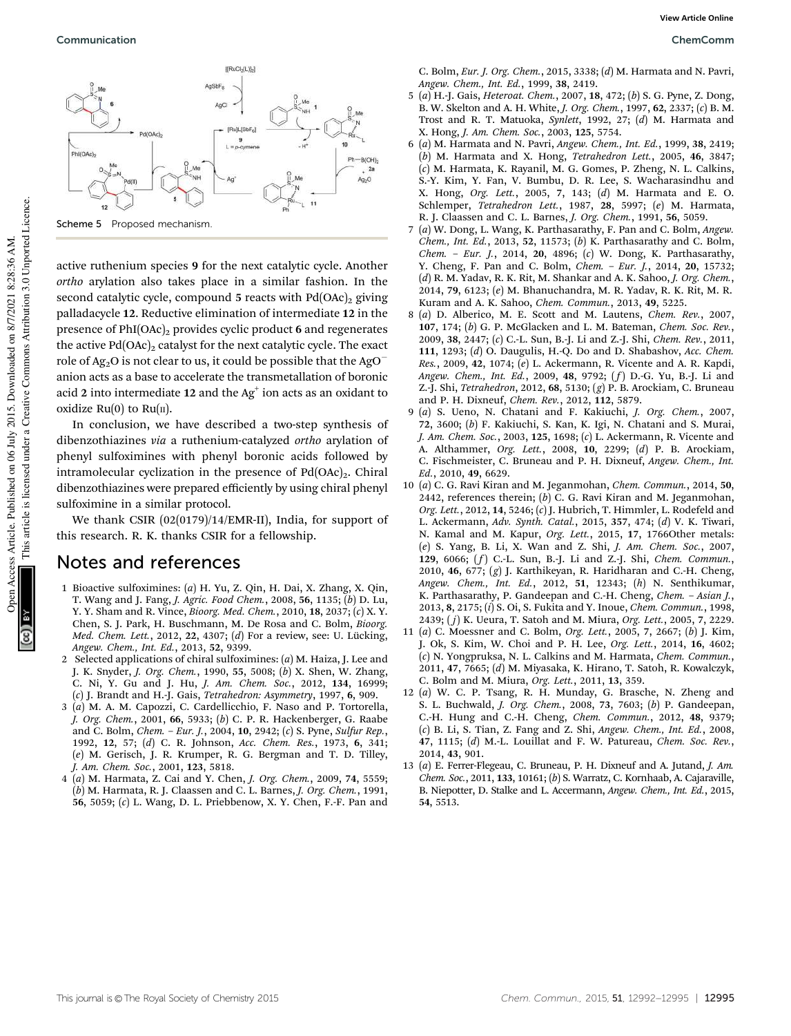Scheme 5 Proposed mechanism.

active ruthenium species **9** for the next catalytic cycle. Another *ortho* arylation also takes place in a similar fashion. In the second catalytic cycle, compound **5** reacts with $Pd(OAc)_2$ giving palladacycle **12**. Reductive elimination of intermediate **12** in the presence of $PhI(OAc)_2$ provides cyclic product **6** and regenerates the active $Pd(OAc)_2$ catalyst for the next catalytic cycle. The exact role of $Ag_2O$ is not clear to us, it could be possible that the $AgO^-$ anion acts as a base to accelerate the transmetallation of boronic acid **2** into intermediate **12** and the $Ag^+$ ion acts as an oxidant to oxidize Ru(0) to Ru(II).

In conclusion, we have described a two-step synthesis of dibenzothiazines *via* a ruthenium-catalyzed *ortho* arylation of phenyl sulfoximines with phenyl boronic acids followed by intramolecular cyclization in the presence of $Pd(OAc)_2$. Chiral dibenzothiazines were prepared efficiently by using chiral phenyl sulfoximine in a similar protocol.

We thank CSIR (02(0179)/14/EMR-II), India, for support of this research. R. K. thanks CSIR for a fellowship.

## Notes and references

1 Bioactive sulfoximines: (*a*) H. Yu, Z. Qin, H. Dai, X. Zhang, X. Qin, T. Wang and J. Fang, *J. Agric. Food Chem.*, 2008, **56**, 1135; (*b*) D. Lu, Y. Y. Sham and R. Vince, *Bioorg. Med. Chem.*, 2010, **18**, 2037; (*c*) X. Y. Chen, S. J. Park, H. Buschmann, M. De Rosa and C. Bolm, *Bioorg. Med. Chem. Lett.*, 2012, **22**, 4307; (*d*) For a review, see: U. Lücking, *Angew. Chem., Int. Ed.*, 2013, **52**, 9399.

2 Selected applications of chiral sulfoximines: (*a*) M. Haiza, J. Lee and J. K. Snyder, *J. Org. Chem.*, 1990, **55**, 5008; (*b*) X. Shen, W. Zhang, C. Ni, Y. Gu and J. Hu, *J. Am. Chem. Soc.*, 2012, **134**, 16999; (*c*) J. Brandt and H.-J. Gais, *Tetrahedron: Asymmetry*, 1997, **6**, 909.

3 (*a*) M. A. M. Capozzi, C. Cardellicchio, F. Naso and P. Tortorella, *J. Org. Chem.*, 2001, **66**, 5933; (*b*) C. P. R. Hackenberger, G. Raabe and C. Bolm, *Chem. – Eur. J.*, 2004, **10**, 2942; (*c*) S. Pyne, *Sulfur Rep.*, 1992, **12**, 57; (*d*) C. R. Johnson, *Acc. Chem. Res.*, 1973, **6**, 341; (*e*) M. Gerisch, J. R. Krumper, R. G. Bergman and T. D. Tilley, *J. Am. Chem. Soc.*, 2001, **123**, 5818.

4 (*a*) M. Harmata, Z. Cai and Y. Chen, *J. Org. Chem.*, 2009, **74**, 5559; (*b*) M. Harmata, R. J. Claassen and C. L. Barnes, *J. Org. Chem.*, 1991, **56**, 5059; (*c*) L. Wang, D. L. Priebbenow, X. Y. Chen, F.-F. Pan and C. Bolm, *Eur. J. Org. Chem.*, 2015, 3338; (*d*) M. Harmata and N. Pavri, *Angew. Chem., Int. Ed.*, 1999, **38**, 2419.

5 (*a*) H.-J. Gais, *Heteroat. Chem.*, 2007, **18**, 472; (*b*) S. G. Pyne, Z. Dong, B. W. Skelton and A. H. White, *J. Org. Chem.*, 1997, **62**, 2337; (*c*) B. M. Trost and R. T. Matuoka, *Synlett*, 1992, 27; (*d*) M. Harmata and X. Hong, *J. Am. Chem. Soc.*, 2003, **125**, 5754.

6 (*a*) M. Harmata and N. Pavri, *Angew. Chem., Int. Ed.*, 1999, **38**, 2419; (*b*) M. Harmata and X. Hong, *Tetrahedron Lett.*, 2005, **46**, 3847; (*c*) M. Harmata, K. Rayanil, M. G. Gomes, P. Zheng, N. L. Calkins, S.-Y. Kim, Y. Fan, V. Bumbu, D. R. Lee, S. Wacharasindhu and X. Hong, *Org. Lett.*, 2005, **7**, 143; (*d*) M. Harmata and E. O. Schlemper, *Tetrahedron Lett.*, 1987, **28**, 5997; (*e*) M. Harmata, R. J. Claassen and C. L. Barnes, *J. Org. Chem.*, 1991, **56**, 5059.

7 (*a*) W. Dong, L. Wang, K. Parthasarathy, F. Pan and C. Bolm, *Angew. Chem., Int. Ed.*, 2013, **52**, 11573; (*b*) K. Parthasarathy and C. Bolm, *Chem. – Eur. J.*, 2014, **20**, 4896; (*c*) W. Dong, K. Parthasarathy, Y. Cheng, F. Pan and C. Bolm, *Chem. – Eur. J.*, 2014, **20**, 15732; (*d*) R. M. Yadav, R. K. Rit, M. Shankar and A. K. Sahoo, *J. Org. Chem.*, 2014, **79**, 6123; (*e*) M. Bhanuchandra, M. R. Yadav, R. K. Rit, M. R. Kuram and A. K. Sahoo, *Chem. Commun.*, 2013, **49**, 5225.

8 (*a*) D. Alberico, M. E. Scott and M. Lautens, *Chem. Rev.*, 2007, **107**, 174; (*b*) G. P. McGlacken and L. M. Bateman, *Chem. Soc. Rev.*, 2009, **38**, 2447; (*c*) C.-L. Sun, B.-J. Li and Z.-J. Shi, *Chem. Rev.*, 2011, **111**, 1293; (*d*) O. Daugulis, H.-Q. Do and D. Shabashov, *Acc. Chem. Res.*, 2009, **42**, 1074; (*e*) L. Ackermann, R. Vicente and A. R. Kapdi, *Angew. Chem., Int. Ed.*, 2009, **48**, 9792; (*f*) D.-G. Yu, B.-J. Li and Z.-J. Shi, *Tetrahedron*, 2012, **68**, 5130; (*g*) P. B. Arockiam, C. Bruneau and P. H. Dixneuf, *Chem. Rev.*, 2012, **112**, 5879.

9 (*a*) S. Ueno, N. Chatani and F. Kakiuchi, *J. Org. Chem.*, 2007, **72**, 3600; (*b*) F. Kakiuchi, S. Kan, K. Igi, N. Chatani and S. Murai, *J. Am. Chem. Soc.*, 2003, **125**, 1698; (*c*) L. Ackermann, R. Vicente and A. Althammer, *Org. Lett.*, 2008, **10**, 2299; (*d*) P. B. Arockiam, C. Fischmeister, C. Bruneau and P. H. Dixneuf, *Angew. Chem., Int. Ed.*, 2010, **49**, 6629.

10 (*a*) C. G. Ravi Kiran and M. Jeganmohan, *Chem. Commun.*, 2014, **50**, 2442, references therein; (*b*) C. G. Ravi Kiran and M. Jeganmohan, *Org. Lett.*, 2012, **14**, 5246; (*c*) J. Hubrich, T. Himmler, L. Rodefeld and L. Ackermann, *Adv. Synth. Catal.*, 2015, **357**, 474; (*d*) V. K. Tiwari, N. Kamal and M. Kapur, *Org. Lett.*, 2015, **17**, 1766Other metals: (*e*) S. Yang, B. Li, X. Wan and Z. Shi, *J. Am. Chem. Soc.*, 2007, **129**, 6066; (*f*) C.-L. Sun, B.-J. Li and Z.-J. Shi, *Chem. Commun.*, 2010, **46**, 677; (*g*) J. Karthikeyan, R. Haridharan and C.-H. Cheng, *Angew. Chem., Int. Ed.*, 2012, **51**, 12343; (*h*) N. Senthikumar, K. Parthasarathy, P. Gandeepan and C.-H. Cheng, *Chem. – Asian J.*, 2013, **8**, 2175; (*i*) S. Oi, S. Fukita and Y. Inoue, *Chem. Commun.*, 1998, 2439; (*j*) K. Ueura, T. Satoh and M. Miura, *Org. Lett.*, 2005, **7**, 2229.

11 (*a*) C. Moessner and C. Bolm, *Org. Lett.*, 2005, **7**, 2667; (*b*) J. Kim, J. Ok, S. Kim, W. Choi and P. H. Lee, *Org. Lett.*, 2014, **16**, 4602; (*c*) N. Yongpruksa, N. L. Calkins and M. Harmata, *Chem. Commun.*, 2011, **47**, 7665; (*d*) M. Miyasaka, K. Hirano, T. Satoh, R. Kowalczyk, C. Bolm and M. Miura, *Org. Lett.*, 2011, **13**, 359.

12 (*a*) W. C. P. Tsang, R. H. Munday, G. Brasche, N. Zheng and S. L. Buchwald, *J. Org. Chem.*, 2008, **73**, 7603; (*b*) P. Gandeepan, C.-H. Hung and C.-H. Cheng, *Chem. Commun.*, 2012, **48**, 9379; (*c*) B. Li, S. Tian, Z. Fang and Z. Shi, *Angew. Chem., Int. Ed.*, 2008, **47**, 1115; (*d*) M.-L. Louillat and F. W. Patureau, *Chem. Soc. Rev.*, 2014, **43**, 901.

13 (*a*) E. Ferrer-Flegeau, C. Bruneau, P. H. Dixneuf and A. Jutand, *J. Am. Chem. Soc.*, 2011, **133**, 10161; (*b*) S. Warratz, C. Kornhaab, A. Cajaraville, B. Niepotter, D. Stalke and L. Accermann, *Angew. Chem., Int. Ed.*, 2015, **54**, 5513.